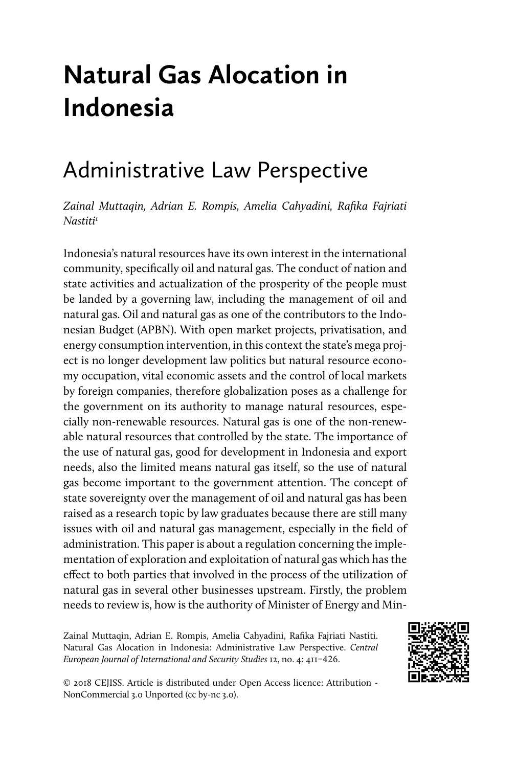# Natural Gas Alocation in Indonesia

## Administrative Law Perspective

*Zainal Muttaqin, Adrian E. Rompis, Amelia Cahyadini, Rafika Fajriati Nastiti*[1]

Indonesia's natural resources have its own interest in the international community, specifically oil and natural gas. The conduct of nation and state activities and actualization of the prosperity of the people must be landed by a governing law, including the management of oil and natural gas. Oil and natural gas as one of the contributors to the Indonesian Budget (APBN). With open market projects, privatisation, and energy consumption intervention, in this context the state's mega project is no longer development law politics but natural resource economy occupation, vital economic assets and the control of local markets by foreign companies, therefore globalization poses as a challenge for the government on its authority to manage natural resources, especially non-renewable resources. Natural gas is one of the non-renewable natural resources that controlled by the state. The importance of the use of natural gas, good for development in Indonesia and export needs, also the limited means natural gas itself, so the use of natural gas become important to the government attention. The concept of state sovereignty over the management of oil and natural gas has been raised as a research topic by law graduates because there are still many issues with oil and natural gas management, especially in the field of administration. This paper is about a regulation concerning the implementation of exploration and exploitation of natural gas which has the effect to both parties that involved in the process of the utilization of natural gas in several other businesses upstream. Firstly, the problem needs to review is, how is the authority of Minister of Energy and Min-

Zainal Muttaqin, Adrian E. Rompis, Amelia Cahyadini, Rafika Fajriati Nastiti. Natural Gas Alocation in Indonesia: Administrative Law Perspective. *Central European Journal of International and Security Studies* 12, no. 4: 411–426.

© 2018 CEJISS. Article is distributed under Open Access licence: Attribution - NonCommercial 3.0 Unported (cc by-nc 3.0).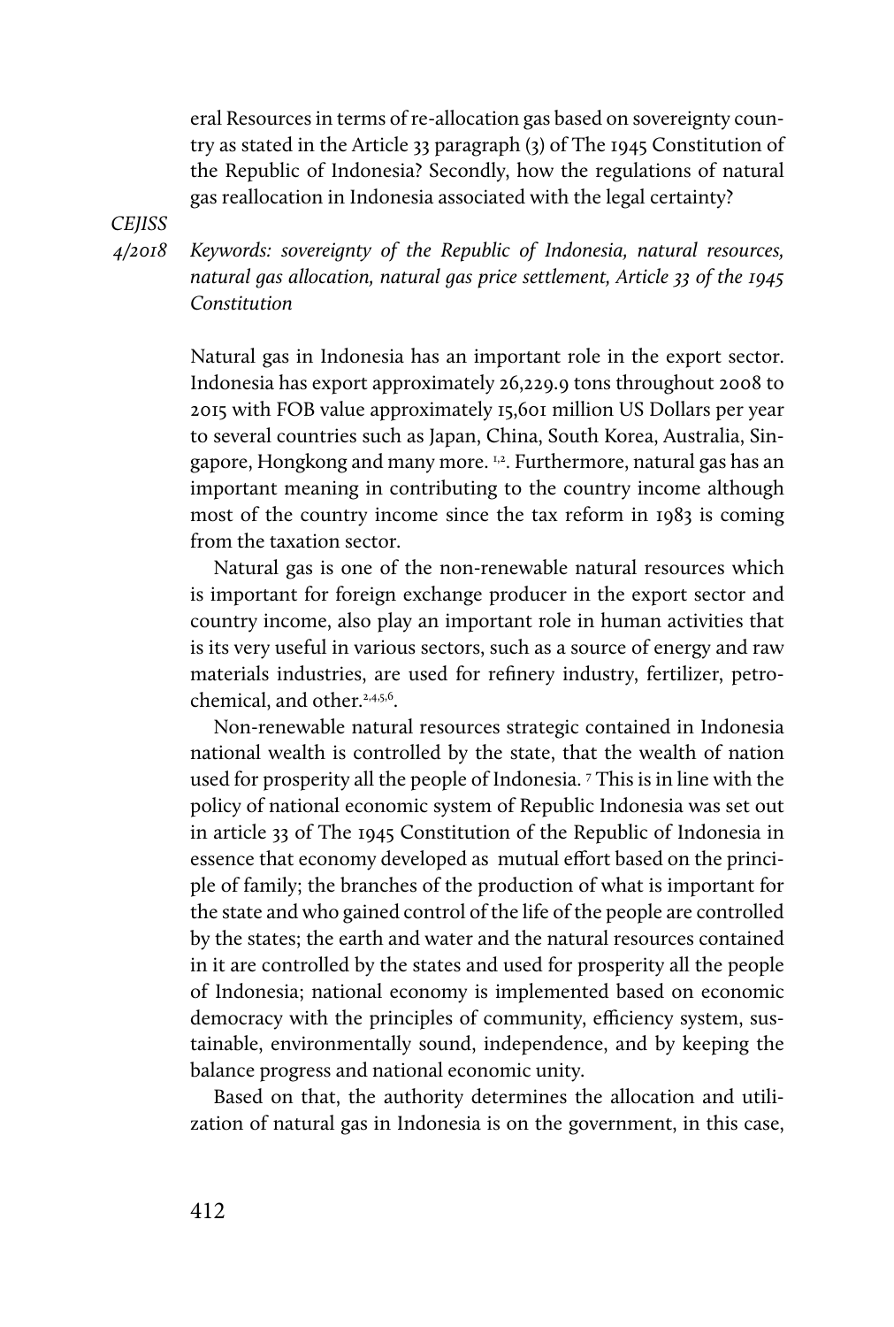eral Resources in terms of re-allocation gas based on sovereignty country as stated in the Article 33 paragraph (3) of The 1945 Constitution of the Republic of Indonesia? Secondly, how the regulations of natural gas reallocation in Indonesia associated with the legal certainty?

*Keywords: sovereignty of the Republic of Indonesia, natural resources, natural gas allocation, natural gas price settlement, Article 33 of the 1945 Constitution*

Natural gas in Indonesia has an important role in the export sector. Indonesia has export approximately 26,229.9 tons throughout 2008 to 2015 with FOB value approximately 15,601 million US Dollars per year to several countries such as Japan, China, South Korea, Australia, Singapore, Hongkong and many more. [1,2]. Furthermore, natural gas has an important meaning in contributing to the country income although most of the country income since the tax reform in 1983 is coming from the taxation sector.

Natural gas is one of the non-renewable natural resources which is important for foreign exchange producer in the export sector and country income, also play an important role in human activities that is its very useful in various sectors, such as a source of energy and raw materials industries, are used for refinery industry, fertilizer, petrochemical, and other.[2,4,5,6].

Non-renewable natural resources strategic contained in Indonesia national wealth is controlled by the state, that the wealth of nation used for prosperity all the people of Indonesia. [7] This is in line with the policy of national economic system of Republic Indonesia was set out in article 33 of The 1945 Constitution of the Republic of Indonesia in essence that economy developed as mutual effort based on the principle of family; the branches of the production of what is important for the state and who gained control of the life of the people are controlled by the states; the earth and water and the natural resources contained in it are controlled by the states and used for prosperity all the people of Indonesia; national economy is implemented based on economic democracy with the principles of community, efficiency system, sustainable, environmentally sound, independence, and by keeping the balance progress and national economic unity.

Based on that, the authority determines the allocation and utilization of natural gas in Indonesia is on the government, in this case,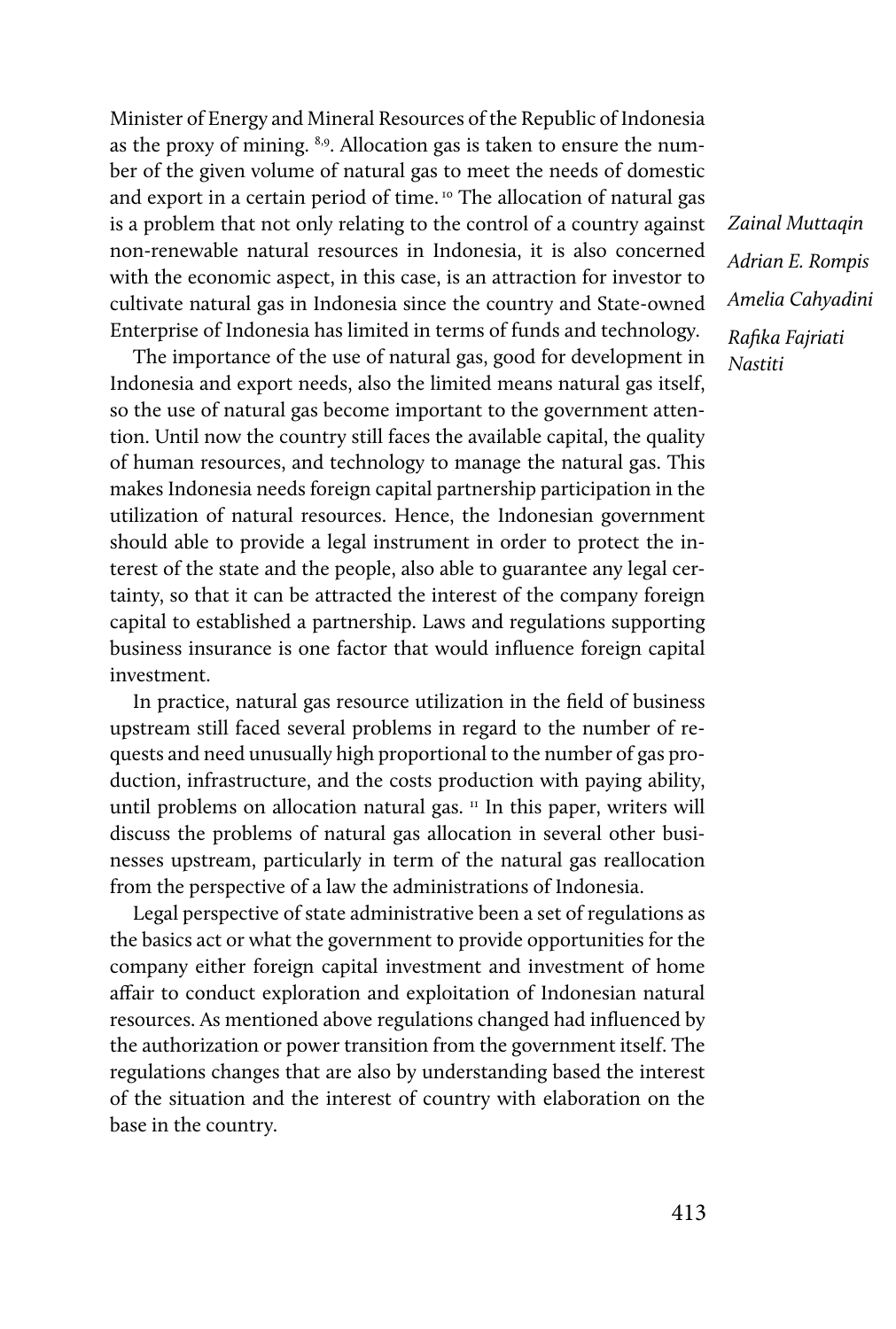Minister of Energy and Mineral Resources of the Republic of Indonesia as the proxy of mining. [8,9]. Allocation gas is taken to ensure the number of the given volume of natural gas to meet the needs of domestic and export in a certain period of time. [10] The allocation of natural gas is a problem that not only relating to the control of a country against non-renewable natural resources in Indonesia, it is also concerned with the economic aspect, in this case, is an attraction for investor to cultivate natural gas in Indonesia since the country and State-owned Enterprise of Indonesia has limited in terms of funds and technology.

The importance of the use of natural gas, good for development in Indonesia and export needs, also the limited means natural gas itself, so the use of natural gas become important to the government attention. Until now the country still faces the available capital, the quality of human resources, and technology to manage the natural gas. This makes Indonesia needs foreign capital partnership participation in the utilization of natural resources. Hence, the Indonesian government should able to provide a legal instrument in order to protect the interest of the state and the people, also able to guarantee any legal certainty, so that it can be attracted the interest of the company foreign capital to established a partnership. Laws and regulations supporting business insurance is one factor that would influence foreign capital investment.

In practice, natural gas resource utilization in the field of business upstream still faced several problems in regard to the number of requests and need unusually high proportional to the number of gas production, infrastructure, and the costs production with paying ability, until problems on allocation natural gas. [11] In this paper, writers will discuss the problems of natural gas allocation in several other businesses upstream, particularly in term of the natural gas reallocation from the perspective of a law the administrations of Indonesia.

Legal perspective of state administrative been a set of regulations as the basics act or what the government to provide opportunities for the company either foreign capital investment and investment of home affair to conduct exploration and exploitation of Indonesian natural resources. As mentioned above regulations changed had influenced by the authorization or power transition from the government itself. The regulations changes that are also by understanding based the interest of the situation and the interest of country with elaboration on the base in the country.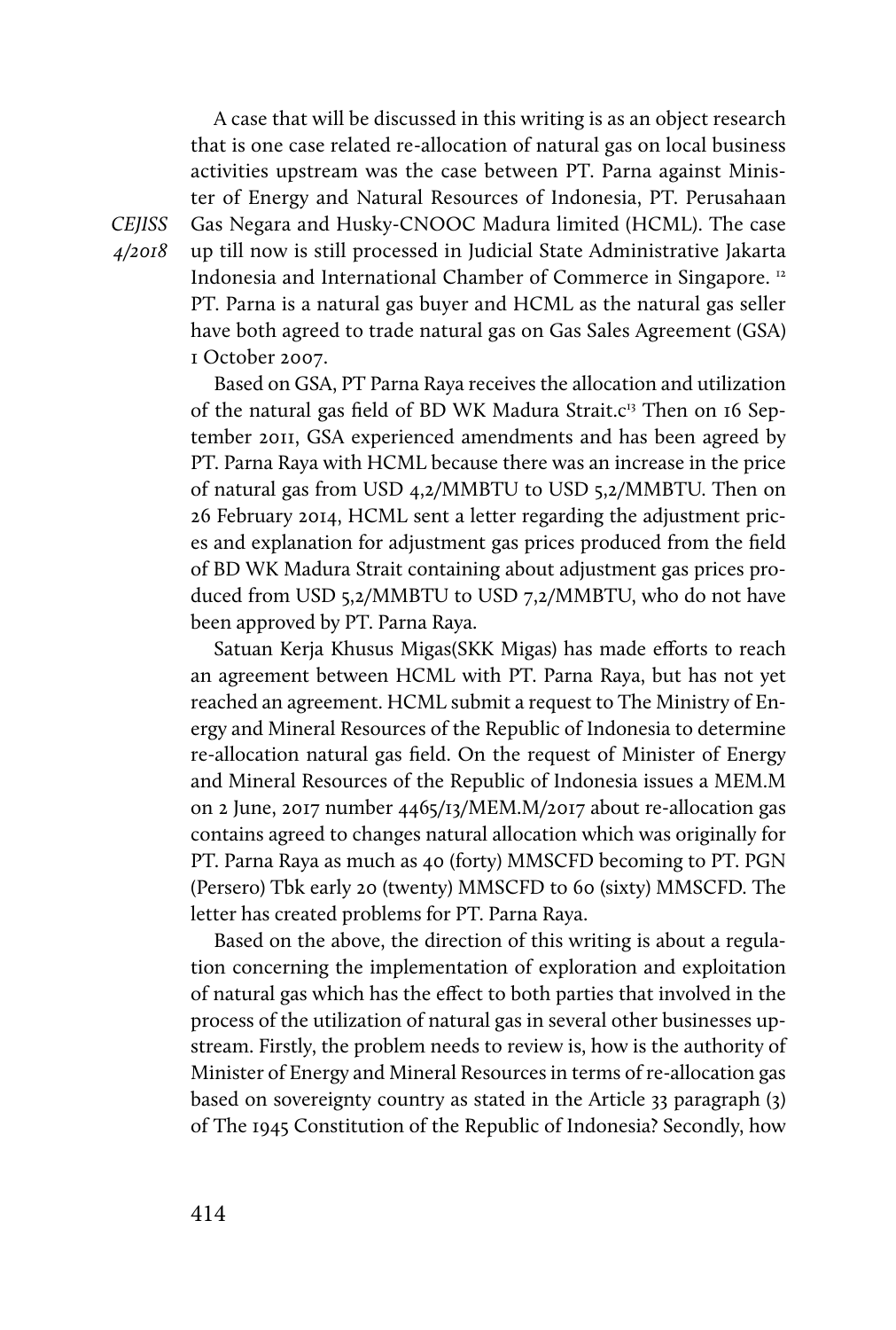A case that will be discussed in this writing is as an object research that is one case related re-allocation of natural gas on local business activities upstream was the case between PT. Parna against Minister of Energy and Natural Resources of Indonesia, PT. Perusahaan Gas Negara and Husky-CNOOC Madura limited (HCML). The case up till now is still processed in Judicial State Administrative Jakarta Indonesia and International Chamber of Commerce in Singapore. [12] PT. Parna is a natural gas buyer and HCML as the natural gas seller have both agreed to trade natural gas on Gas Sales Agreement (GSA) 1 October 2007.

Based on GSA, PT Parna Raya receives the allocation and utilization of the natural gas field of BD WK Madura Strait.c[13] Then on 16 September 2011, GSA experienced amendments and has been agreed by PT. Parna Raya with HCML because there was an increase in the price of natural gas from USD 4,2/MMBTU to USD 5,2/MMBTU. Then on 26 February 2014, HCML sent a letter regarding the adjustment prices and explanation for adjustment gas prices produced from the field of BD WK Madura Strait containing about adjustment gas prices produced from USD 5,2/MMBTU to USD 7,2/MMBTU, who do not have been approved by PT. Parna Raya.

Satuan Kerja Khusus Migas(SKK Migas) has made efforts to reach an agreement between HCML with PT. Parna Raya, but has not yet reached an agreement. HCML submit a request to The Ministry of Energy and Mineral Resources of the Republic of Indonesia to determine re-allocation natural gas field. On the request of Minister of Energy and Mineral Resources of the Republic of Indonesia issues a MEM.M on 2 June, 2017 number 4465/13/MEM.M/2017 about re-allocation gas contains agreed to changes natural allocation which was originally for PT. Parna Raya as much as 40 (forty) MMSCFD becoming to PT. PGN (Persero) Tbk early 20 (twenty) MMSCFD to 60 (sixty) MMSCFD. The letter has created problems for PT. Parna Raya.

Based on the above, the direction of this writing is about a regulation concerning the implementation of exploration and exploitation of natural gas which has the effect to both parties that involved in the process of the utilization of natural gas in several other businesses upstream. Firstly, the problem needs to review is, how is the authority of Minister of Energy and Mineral Resources in terms of re-allocation gas based on sovereignty country as stated in the Article 33 paragraph (3) of The 1945 Constitution of the Republic of Indonesia? Secondly, how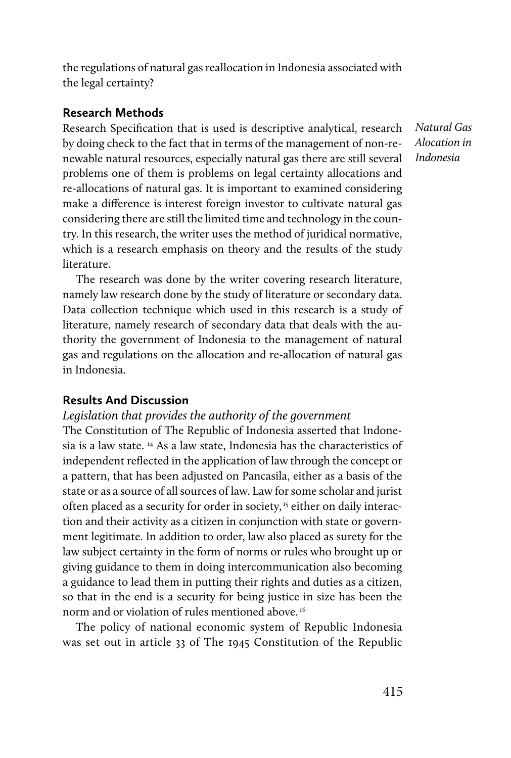the regulations of natural gas reallocation in Indonesia associated with the legal certainty?

## Research Methods

Research Specification that is used is descriptive analytical, research by doing check to the fact that in terms of the management of non-renewable natural resources, especially natural gas there are still several problems one of them is problems on legal certainty allocations and re-allocations of natural gas. It is important to examined considering make a difference is interest foreign investor to cultivate natural gas considering there are still the limited time and technology in the country. In this research, the writer uses the method of juridical normative, which is a research emphasis on theory and the results of the study literature.

The research was done by the writer covering research literature, namely law research done by the study of literature or secondary data. Data collection technique which used in this research is a study of literature, namely research of secondary data that deals with the authority the government of Indonesia to the management of natural gas and regulations on the allocation and re-allocation of natural gas in Indonesia.

## Results And Discussion

### *Legislation that provides the authority of the government*

The Constitution of The Republic of Indonesia asserted that Indonesia is a law state. [14] As a law state, Indonesia has the characteristics of independent reflected in the application of law through the concept or a pattern, that has been adjusted on Pancasila, either as a basis of the state or as a source of all sources of law. Law for some scholar and jurist often placed as a security for order in society, [15] either on daily interaction and their activity as a citizen in conjunction with state or government legitimate. In addition to order, law also placed as surety for the law subject certainty in the form of norms or rules who brought up or giving guidance to them in doing intercommunication also becoming a guidance to lead them in putting their rights and duties as a citizen, so that in the end is a security for being justice in size has been the norm and or violation of rules mentioned above. [16]

The policy of national economic system of Republic Indonesia was set out in article 33 of The 1945 Constitution of the Republic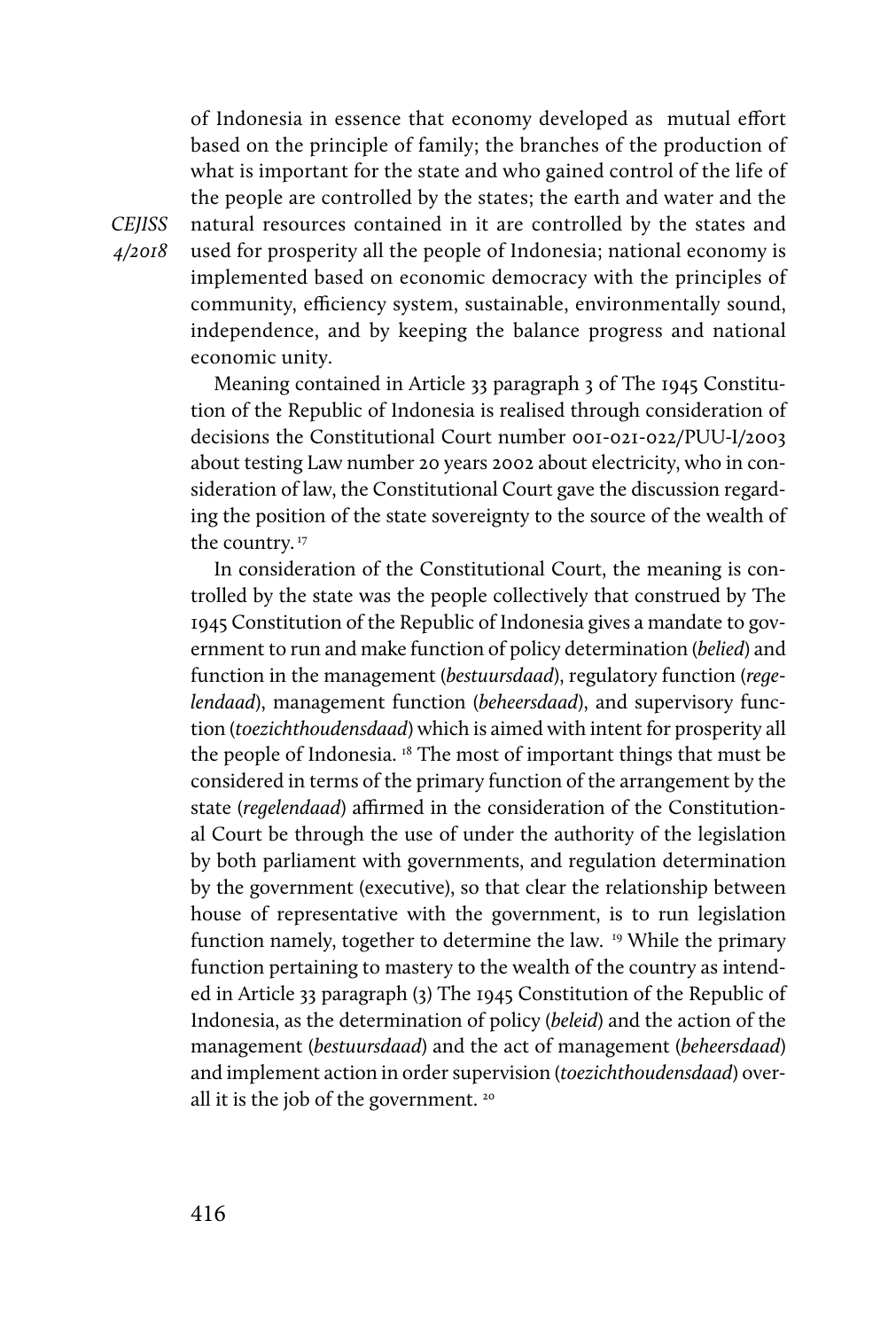of Indonesia in essence that economy developed as mutual effort based on the principle of family; the branches of the production of what is important for the state and who gained control of the life of the people are controlled by the states; the earth and water and the natural resources contained in it are controlled by the states and used for prosperity all the people of Indonesia; national economy is implemented based on economic democracy with the principles of community, efficiency system, sustainable, environmentally sound, independence, and by keeping the balance progress and national economic unity.

Meaning contained in Article 33 paragraph 3 of The 1945 Constitution of the Republic of Indonesia is realised through consideration of decisions the Constitutional Court number 001-021-022/PUU-I/2003 about testing Law number 20 years 2002 about electricity, who in consideration of law, the Constitutional Court gave the discussion regarding the position of the state sovereignty to the source of the wealth of the country.[17]

In consideration of the Constitutional Court, the meaning is controlled by the state was the people collectively that construed by The 1945 Constitution of the Republic of Indonesia gives a mandate to government to run and make function of policy determination (*belied*) and function in the management (*bestuursdaad*), regulatory function (*regelendaad*), management function (*beheersdaad*), and supervisory function (*toezichthoudensdaad*) which is aimed with intent for prosperity all the people of Indonesia.[18] The most of important things that must be considered in terms of the primary function of the arrangement by the state (*regelendaad*) affirmed in the consideration of the Constitutional Court be through the use of under the authority of the legislation by both parliament with governments, and regulation determination by the government (executive), so that clear the relationship between house of representative with the government, is to run legislation function namely, together to determine the law.[19] While the primary function pertaining to mastery to the wealth of the country as intended in Article 33 paragraph (3) The 1945 Constitution of the Republic of Indonesia, as the determination of policy (*beleid*) and the action of the management (*bestuursdaad*) and the act of management (*beheersdaad*) and implement action in order supervision (*toezichthoudensdaad*) overall it is the job of the government.[20]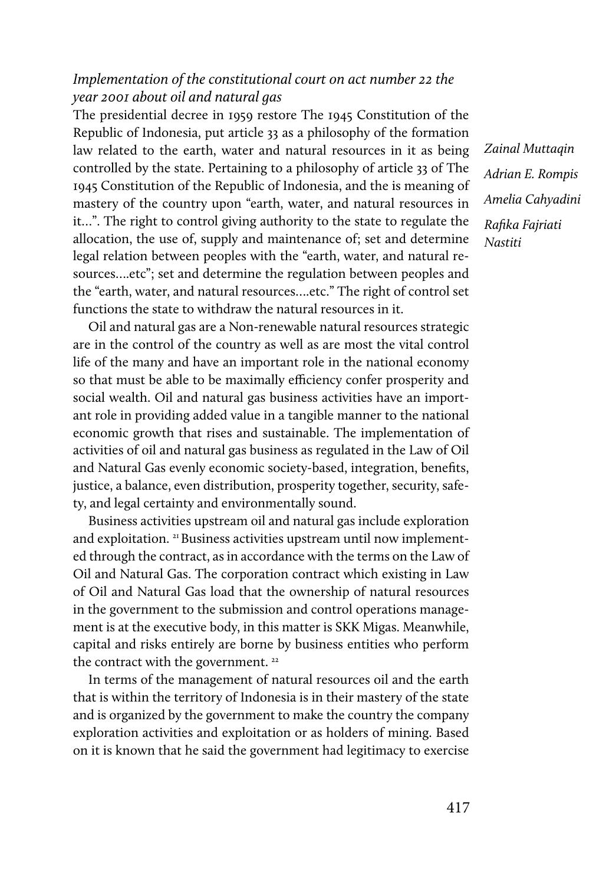### *Implementation of the constitutional court on act number 22 the year 2001 about oil and natural gas*

The presidential decree in 1959 restore The 1945 Constitution of the Republic of Indonesia, put article 33 as a philosophy of the formation law related to the earth, water and natural resources in it as being controlled by the state. Pertaining to a philosophy of article 33 of The 1945 Constitution of the Republic of Indonesia, and the is meaning of mastery of the country upon "earth, water, and natural resources in it...". The right to control giving authority to the state to regulate the allocation, the use of, supply and maintenance of; set and determine legal relation between peoples with the "earth, water, and natural resources....etc"; set and determine the regulation between peoples and the "earth, water, and natural resources....etc." The right of control set functions the state to withdraw the natural resources in it.

Oil and natural gas are a Non-renewable natural resources strategic are in the control of the country as well as are most the vital control life of the many and have an important role in the national economy so that must be able to be maximally efficiency confer prosperity and social wealth. Oil and natural gas business activities have an important role in providing added value in a tangible manner to the national economic growth that rises and sustainable. The implementation of activities of oil and natural gas business as regulated in the Law of Oil and Natural Gas evenly economic society-based, integration, benefits, justice, a balance, even distribution, prosperity together, security, safety, and legal certainty and environmentally sound.

Business activities upstream oil and natural gas include exploration and exploitation. [21] Business activities upstream until now implemented through the contract, as in accordance with the terms on the Law of Oil and Natural Gas. The corporation contract which existing in Law of Oil and Natural Gas load that the ownership of natural resources in the government to the submission and control operations management is at the executive body, in this matter is SKK Migas. Meanwhile, capital and risks entirely are borne by business entities who perform the contract with the government. [22]

In terms of the management of natural resources oil and the earth that is within the territory of Indonesia is in their mastery of the state and is organized by the government to make the country the company exploration activities and exploitation or as holders of mining. Based on it is known that he said the government had legitimacy to exercise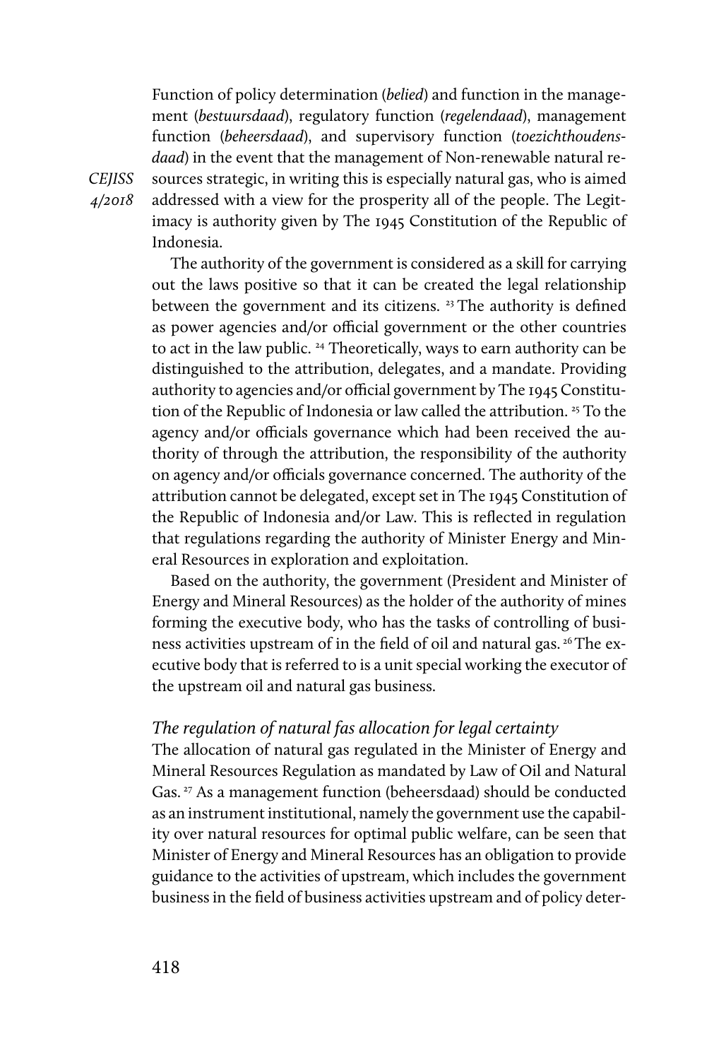Function of policy determination (*belied*) and function in the management (*bestuursdaad*), regulatory function (*regelendaad*), management function (*beheersdaad*), and supervisory function (*toezichthoudensdaad*) in the event that the management of Non-renewable natural resources strategic, in writing this is especially natural gas, who is aimed addressed with a view for the prosperity all of the people. The Legitimacy is authority given by The 1945 Constitution of the Republic of Indonesia.

The authority of the government is considered as a skill for carrying out the laws positive so that it can be created the legal relationship between the government and its citizens. [23] The authority is defined as power agencies and/or official government or the other countries to act in the law public. [24] Theoretically, ways to earn authority can be distinguished to the attribution, delegates, and a mandate. Providing authority to agencies and/or official government by The 1945 Constitution of the Republic of Indonesia or law called the attribution. [25] To the agency and/or officials governance which had been received the authority of through the attribution, the responsibility of the authority on agency and/or officials governance concerned. The authority of the attribution cannot be delegated, except set in The 1945 Constitution of the Republic of Indonesia and/or Law. This is reflected in regulation that regulations regarding the authority of Minister Energy and Mineral Resources in exploration and exploitation.

Based on the authority, the government (President and Minister of Energy and Mineral Resources) as the holder of the authority of mines forming the executive body, who has the tasks of controlling of business activities upstream of in the field of oil and natural gas. [26] The executive body that is referred to is a unit special working the executor of the upstream oil and natural gas business.

### *The regulation of natural fas allocation for legal certainty*

The allocation of natural gas regulated in the Minister of Energy and Mineral Resources Regulation as mandated by Law of Oil and Natural Gas. [27] As a management function (beheersdaad) should be conducted as an instrument institutional, namely the government use the capability over natural resources for optimal public welfare, can be seen that Minister of Energy and Mineral Resources has an obligation to provide guidance to the activities of upstream, which includes the government business in the field of business activities upstream and of policy deter-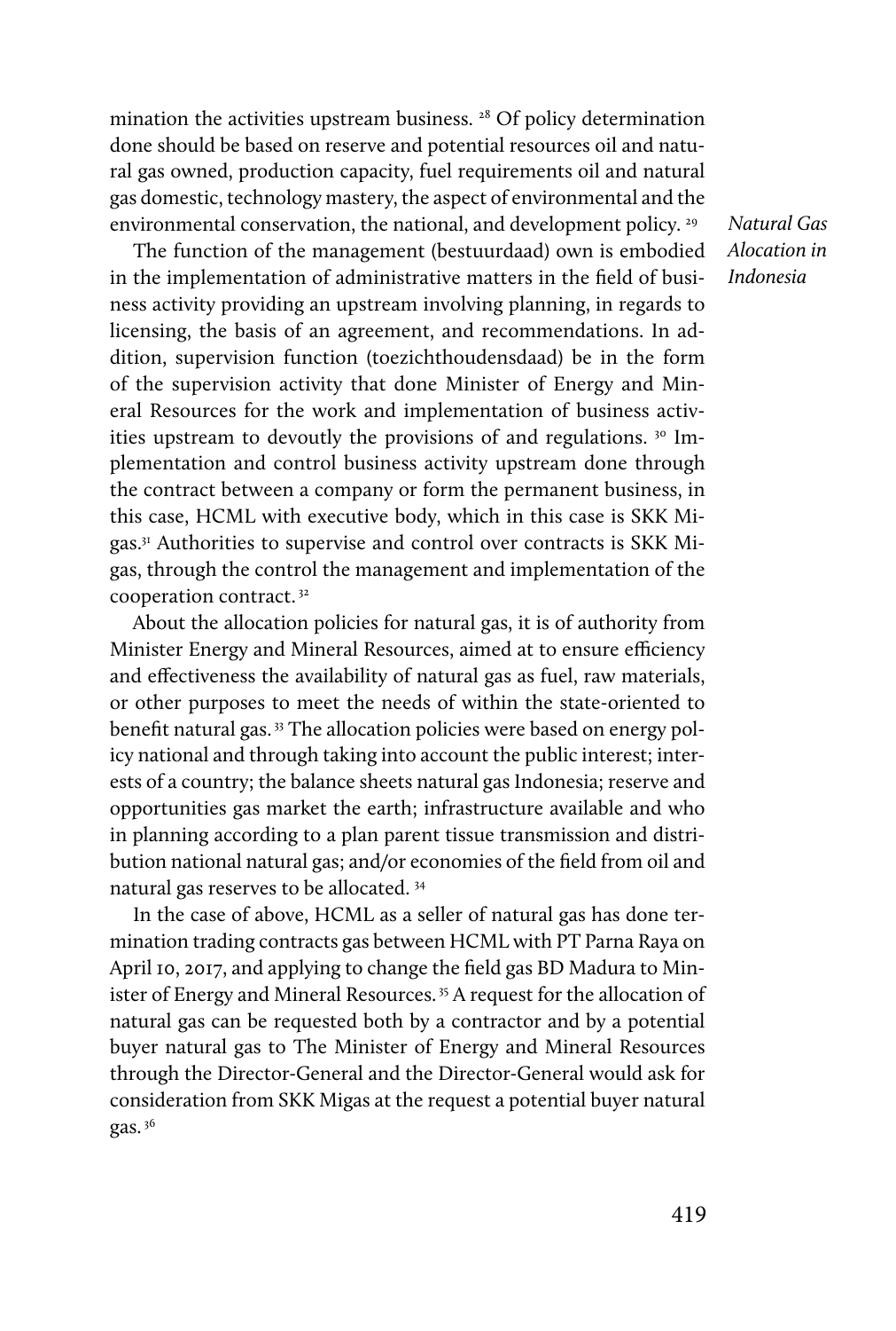mination the activities upstream business. [28] Of policy determination done should be based on reserve and potential resources oil and natural gas owned, production capacity, fuel requirements oil and natural gas domestic, technology mastery, the aspect of environmental and the environmental conservation, the national, and development policy. [29]

The function of the management (bestuurdaad) own is embodied in the implementation of administrative matters in the field of business activity providing an upstream involving planning, in regards to licensing, the basis of an agreement, and recommendations. In addition, supervision function (toezichthoudensdaad) be in the form of the supervision activity that done Minister of Energy and Mineral Resources for the work and implementation of business activities upstream to devoutly the provisions of and regulations. [30] Implementation and control business activity upstream done through the contract between a company or form the permanent business, in this case, HCML with executive body, which in this case is SKK Migas.[31] Authorities to supervise and control over contracts is SKK Migas, through the control the management and implementation of the cooperation contract. [32]

About the allocation policies for natural gas, it is of authority from Minister Energy and Mineral Resources, aimed at to ensure efficiency and effectiveness the availability of natural gas as fuel, raw materials, or other purposes to meet the needs of within the state-oriented to benefit natural gas. [33] The allocation policies were based on energy policy national and through taking into account the public interest; interests of a country; the balance sheets natural gas Indonesia; reserve and opportunities gas market the earth; infrastructure available and who in planning according to a plan parent tissue transmission and distribution national natural gas; and/or economies of the field from oil and natural gas reserves to be allocated. [34]

In the case of above, HCML as a seller of natural gas has done termination trading contracts gas between HCML with PT Parna Raya on April 10, 2017, and applying to change the field gas BD Madura to Minister of Energy and Mineral Resources. [35] A request for the allocation of natural gas can be requested both by a contractor and by a potential buyer natural gas to The Minister of Energy and Mineral Resources through the Director-General and the Director-General would ask for consideration from SKK Migas at the request a potential buyer natural gas. [36]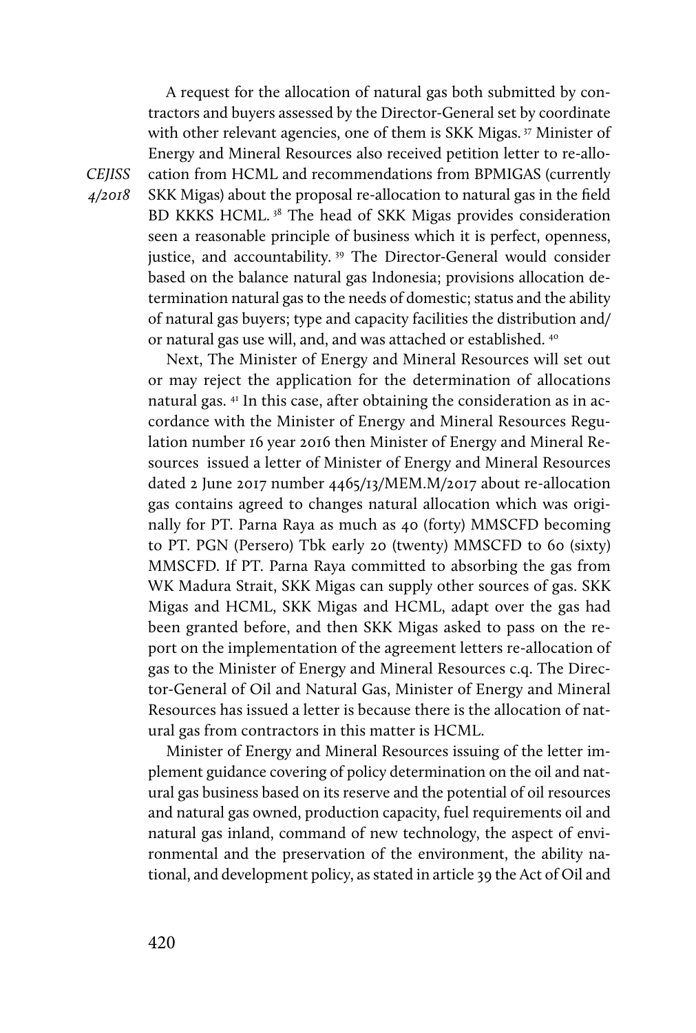A request for the allocation of natural gas both submitted by contractors and buyers assessed by the Director-General set by coordinate with other relevant agencies, one of them is SKK Migas.[37] Minister of Energy and Mineral Resources also received petition letter to re-allocation from HCML and recommendations from BPMIGAS (currently SKK Migas) about the proposal re-allocation to natural gas in the field BD KKKS HCML.[38] The head of SKK Migas provides consideration seen a reasonable principle of business which it is perfect, openness, justice, and accountability.[39] The Director-General would consider based on the balance natural gas Indonesia; provisions allocation determination natural gas to the needs of domestic; status and the ability of natural gas buyers; type and capacity facilities the distribution and/or natural gas use will, and, and was attached or established.[40]

Next, The Minister of Energy and Mineral Resources will set out or may reject the application for the determination of allocations natural gas.[41] In this case, after obtaining the consideration as in accordance with the Minister of Energy and Mineral Resources Regulation number 16 year 2016 then Minister of Energy and Mineral Resources issued a letter of Minister of Energy and Mineral Resources dated 2 June 2017 number 4465/13/MEM.M/2017 about re-allocation gas contains agreed to changes natural allocation which was originally for PT. Parna Raya as much as 40 (forty) MMSCFD becoming to PT. PGN (Persero) Tbk early 20 (twenty) MMSCFD to 60 (sixty) MMSCFD. If PT. Parna Raya committed to absorbing the gas from WK Madura Strait, SKK Migas can supply other sources of gas. SKK Migas and HCML, SKK Migas and HCML, adapt over the gas had been granted before, and then SKK Migas asked to pass on the report on the implementation of the agreement letters re-allocation of gas to the Minister of Energy and Mineral Resources c.q. The Director-General of Oil and Natural Gas, Minister of Energy and Mineral Resources has issued a letter is because there is the allocation of natural gas from contractors in this matter is HCML.

Minister of Energy and Mineral Resources issuing of the letter implement guidance covering of policy determination on the oil and natural gas business based on its reserve and the potential of oil resources and natural gas owned, production capacity, fuel requirements oil and natural gas inland, command of new technology, the aspect of environmental and the preservation of the environment, the ability national, and development policy, as stated in article 39 the Act of Oil and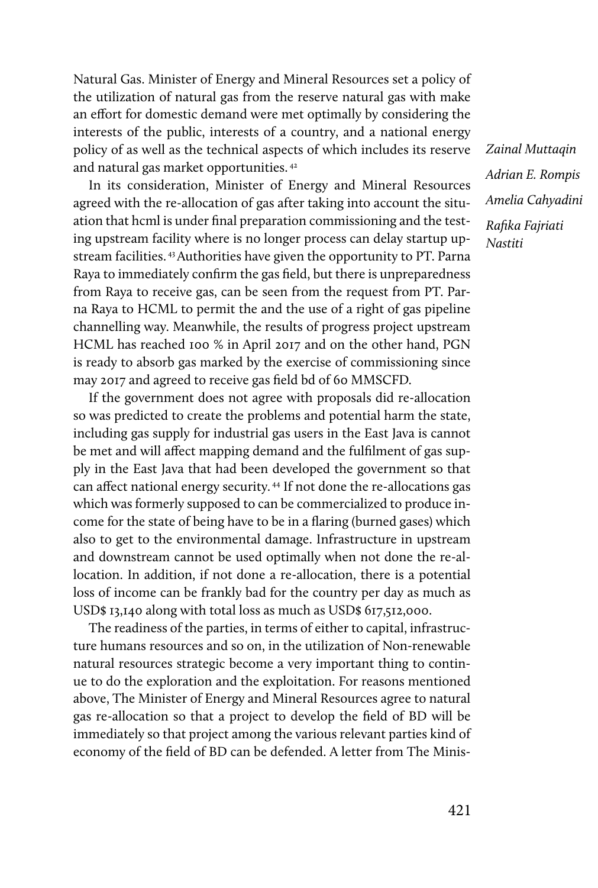Natural Gas. Minister of Energy and Mineral Resources set a policy of the utilization of natural gas from the reserve natural gas with make an effort for domestic demand were met optimally by considering the interests of the public, interests of a country, and a national energy policy of as well as the technical aspects of which includes its reserve and natural gas market opportunities.[42]

In its consideration, Minister of Energy and Mineral Resources agreed with the re-allocation of gas after taking into account the situation that hcml is under final preparation commissioning and the testing upstream facility where is no longer process can delay startup upstream facilities.[43] Authorities have given the opportunity to PT. Parna Raya to immediately confirm the gas field, but there is unpreparedness from Raya to receive gas, can be seen from the request from PT. Parna Raya to HCML to permit the and the use of a right of gas pipeline channelling way. Meanwhile, the results of progress project upstream HCML has reached 100 % in April 2017 and on the other hand, PGN is ready to absorb gas marked by the exercise of commissioning since may 2017 and agreed to receive gas field bd of 60 MMSCFD.

If the government does not agree with proposals did re-allocation so was predicted to create the problems and potential harm the state, including gas supply for industrial gas users in the East Java is cannot be met and will affect mapping demand and the fulfilment of gas supply in the East Java that had been developed the government so that can affect national energy security.[44] If not done the re-allocations gas which was formerly supposed to can be commercialized to produce income for the state of being have to be in a flaring (burned gases) which also to get to the environmental damage. Infrastructure in upstream and downstream cannot be used optimally when not done the re-allocation. In addition, if not done a re-allocation, there is a potential loss of income can be frankly bad for the country per day as much as USD$ 13,140 along with total loss as much as USD$ 617,512,000.

The readiness of the parties, in terms of either to capital, infrastructure humans resources and so on, in the utilization of Non-renewable natural resources strategic become a very important thing to continue to do the exploration and the exploitation. For reasons mentioned above, The Minister of Energy and Mineral Resources agree to natural gas re-allocation so that a project to develop the field of BD will be immediately so that project among the various relevant parties kind of economy of the field of BD can be defended. A letter from The Minis-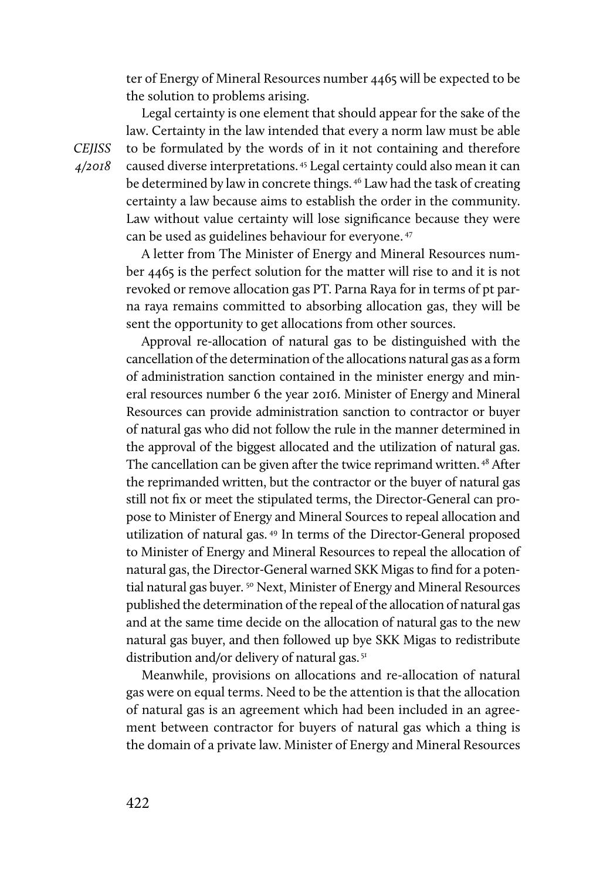ter of Energy of Mineral Resources number 4465 will be expected to be the solution to problems arising.

Legal certainty is one element that should appear for the sake of the law. Certainty in the law intended that every a norm law must be able to be formulated by the words of in it not containing and therefore caused diverse interpretations.[45] Legal certainty could also mean it can be determined by law in concrete things.[46] Law had the task of creating certainty a law because aims to establish the order in the community. Law without value certainty will lose significance because they were can be used as guidelines behaviour for everyone.[47]

A letter from The Minister of Energy and Mineral Resources number 4465 is the perfect solution for the matter will rise to and it is not revoked or remove allocation gas PT. Parna Raya for in terms of pt parna raya remains committed to absorbing allocation gas, they will be sent the opportunity to get allocations from other sources.

Approval re-allocation of natural gas to be distinguished with the cancellation of the determination of the allocations natural gas as a form of administration sanction contained in the minister energy and mineral resources number 6 the year 2016. Minister of Energy and Mineral Resources can provide administration sanction to contractor or buyer of natural gas who did not follow the rule in the manner determined in the approval of the biggest allocated and the utilization of natural gas. The cancellation can be given after the twice reprimand written.[48] After the reprimanded written, but the contractor or the buyer of natural gas still not fix or meet the stipulated terms, the Director-General can propose to Minister of Energy and Mineral Sources to repeal allocation and utilization of natural gas.[49] In terms of the Director-General proposed to Minister of Energy and Mineral Resources to repeal the allocation of natural gas, the Director-General warned SKK Migas to find for a potential natural gas buyer.[50] Next, Minister of Energy and Mineral Resources published the determination of the repeal of the allocation of natural gas and at the same time decide on the allocation of natural gas to the new natural gas buyer, and then followed up bye SKK Migas to redistribute distribution and/or delivery of natural gas.[51]

Meanwhile, provisions on allocations and re-allocation of natural gas were on equal terms. Need to be the attention is that the allocation of natural gas is an agreement which had been included in an agreement between contractor for buyers of natural gas which a thing is the domain of a private law. Minister of Energy and Mineral Resources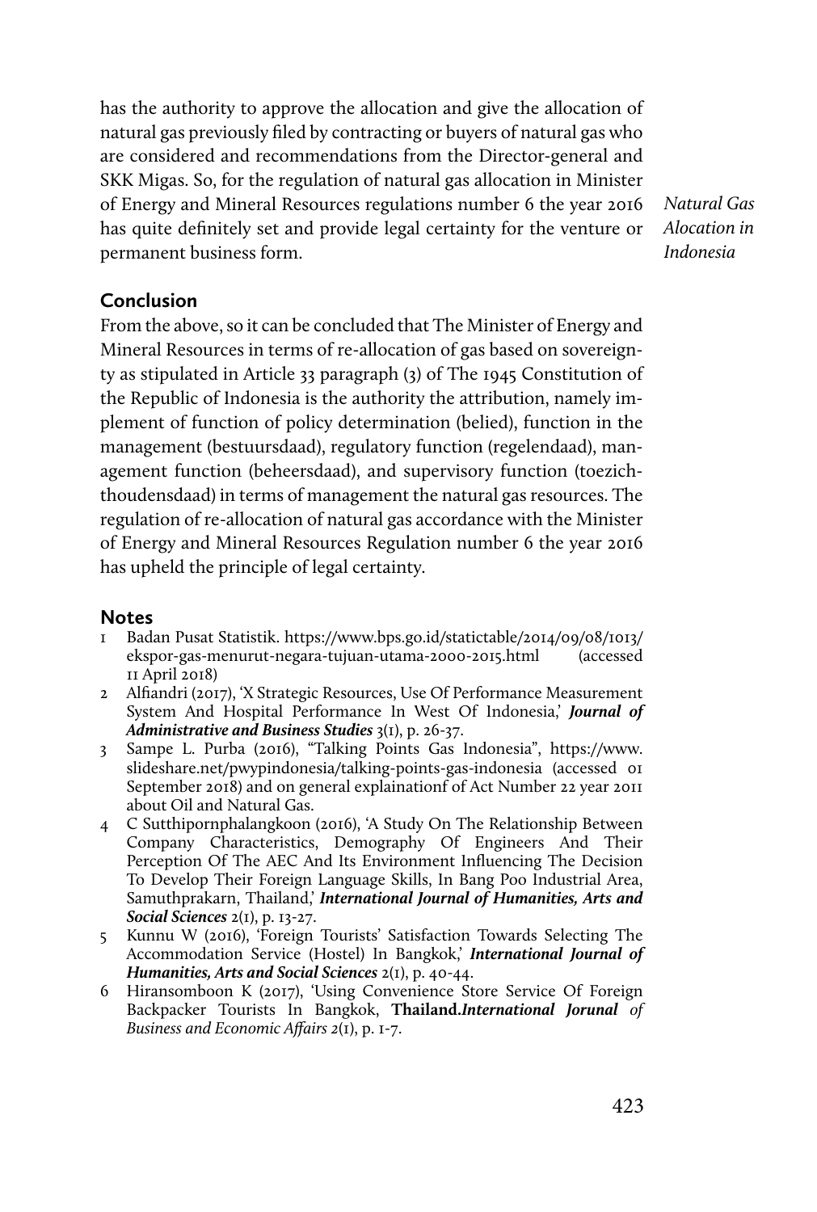has the authority to approve the allocation and give the allocation of natural gas previously filed by contracting or buyers of natural gas who are considered and recommendations from the Director-general and SKK Migas. So, for the regulation of natural gas allocation in Minister of Energy and Mineral Resources regulations number 6 the year 2016 has quite definitely set and provide legal certainty for the venture or permanent business form.

## Conclusion

From the above, so it can be concluded that The Minister of Energy and Mineral Resources in terms of re-allocation of gas based on sovereignty as stipulated in Article 33 paragraph (3) of The 1945 Constitution of the Republic of Indonesia is the authority the attribution, namely implement of function of policy determination (belied), function in the management (bestuursdaad), regulatory function (regelendaad), management function (beheersdaad), and supervisory function (toezichthoudensdaad) in terms of management the natural gas resources. The regulation of re-allocation of natural gas accordance with the Minister of Energy and Mineral Resources Regulation number 6 the year 2016 has upheld the principle of legal certainty.

## Notes

1. Badan Pusat Statistik. https://www.bps.go.id/statictable/2014/09/08/1013/ekspor-gas-menurut-negara-tujuan-utama-2000-2015.html (accessed 11 April 2018)
2. Alfiandri (2017), 'X Strategic Resources, Use Of Performance Measurement System And Hospital Performance In West Of Indonesia,' ***Journal of Administrative and Business Studies*** 3(1), p. 26-37.
3. Sampe L. Purba (2016), "Talking Points Gas Indonesia", https://www.slideshare.net/pwypindonesia/talking-points-gas-indonesia (accessed 01 September 2018) and on general explainationf of Act Number 22 year 2011 about Oil and Natural Gas.
4. C Sutthipornphalangkoon (2016), 'A Study On The Relationship Between Company Characteristics, Demography Of Engineers And Their Perception Of The AEC And Its Environment Influencing The Decision To Develop Their Foreign Language Skills, In Bang Poo Industrial Area, Samuthprakarn, Thailand,' ***International Journal of Humanities, Arts and Social Sciences*** 2(1), p. 13-27.
5. Kunnu W (2016), 'Foreign Tourists' Satisfaction Towards Selecting The Accommodation Service (Hostel) In Bangkok,' ***International Journal of Humanities, Arts and Social Sciences*** 2(1), p. 40-44.
6. Hiransomboon K (2017), 'Using Convenience Store Service Of Foreign Backpacker Tourists In Bangkok, **Thailand.*International Jorunal*** *of Business and Economic Affairs 2*(1), p. 1-7.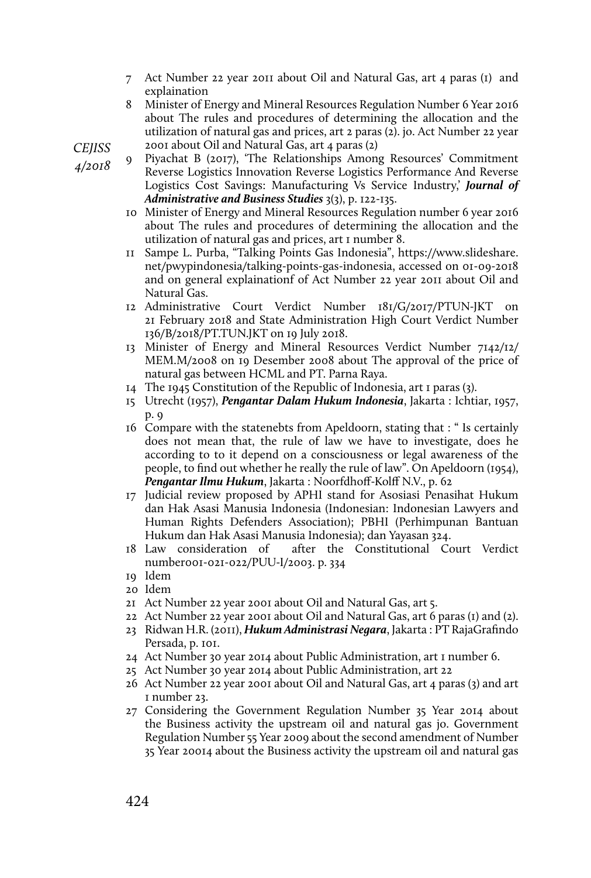7 Act Number 22 year 2011 about Oil and Natural Gas, art 4 paras (1) and explaination
8 Minister of Energy and Mineral Resources Regulation Number 6 Year 2016 about The rules and procedures of determining the allocation and the utilization of natural gas and prices, art 2 paras (2). jo. Act Number 22 year 2001 about Oil and Natural Gas, art 4 paras (2)
9 Piyachat B (2017), 'The Relationships Among Resources' Commitment Reverse Logistics Innovation Reverse Logistics Performance And Reverse Logistics Cost Savings: Manufacturing Vs Service Industry,' ***Journal of Administrative and Business Studies*** 3(3), p. 122-135.
10 Minister of Energy and Mineral Resources Regulation number 6 year 2016 about The rules and procedures of determining the allocation and the utilization of natural gas and prices, art 1 number 8.
11 Sampe L. Purba, "Talking Points Gas Indonesia", https://www.slideshare.net/pwypindonesia/talking-points-gas-indonesia, accessed on 01-09-2018 and on general explainationf of Act Number 22 year 2011 about Oil and Natural Gas.
12 Administrative Court Verdict Number 181/G/2017/PTUN-JKT on 21 February 2018 and State Administration High Court Verdict Number 136/B/2018/PT.TUN.JKT on 19 July 2018.
13 Minister of Energy and Mineral Resources Verdict Number 7142/12/MEM.M/2008 on 19 Desember 2008 about The approval of the price of natural gas between HCML and PT. Parna Raya.
14 The 1945 Constitution of the Republic of Indonesia, art 1 paras (3).
15 Utrecht (1957), ***Pengantar Dalam Hukum Indonesia***, Jakarta : Ichtiar, 1957, p. 9
16 Compare with the statenebts from Apeldoorn, stating that : " Is certainly does not mean that, the rule of law we have to investigate, does he according to to it depend on a consciousness or legal awareness of the people, to find out whether he really the rule of law". On Apeldoorn (1954), ***Pengantar Ilmu Hukum***, Jakarta : Noorfdhoff-Kolff N.V., p. 62
17 Judicial review proposed by APHI stand for Asosiasi Penasihat Hukum dan Hak Asasi Manusia Indonesia (Indonesian: Indonesian Lawyers and Human Rights Defenders Association); PBHI (Perhimpunan Bantuan Hukum dan Hak Asasi Manusia Indonesia); dan Yayasan 324.
18 Law consideration of after the Constitutional Court Verdict number001-021-022/PUU-I/2003. p. 334
19 Idem
20 Idem
21 Act Number 22 year 2001 about Oil and Natural Gas, art 5.
22 Act Number 22 year 2001 about Oil and Natural Gas, art 6 paras (1) and (2).
23 Ridwan H.R. (2011), ***Hukum Administrasi Negara***, Jakarta : PT RajaGrafindo Persada, p. 101.
24 Act Number 30 year 2014 about Public Administration, art 1 number 6.
25 Act Number 30 year 2014 about Public Administration, art 22
26 Act Number 22 year 2001 about Oil and Natural Gas, art 4 paras (3) and art 1 number 23.
27 Considering the Government Regulation Number 35 Year 2014 about the Business activity the upstream oil and natural gas jo. Government Regulation Number 55 Year 2009 about the second amendment of Number 35 Year 20014 about the Business activity the upstream oil and natural gas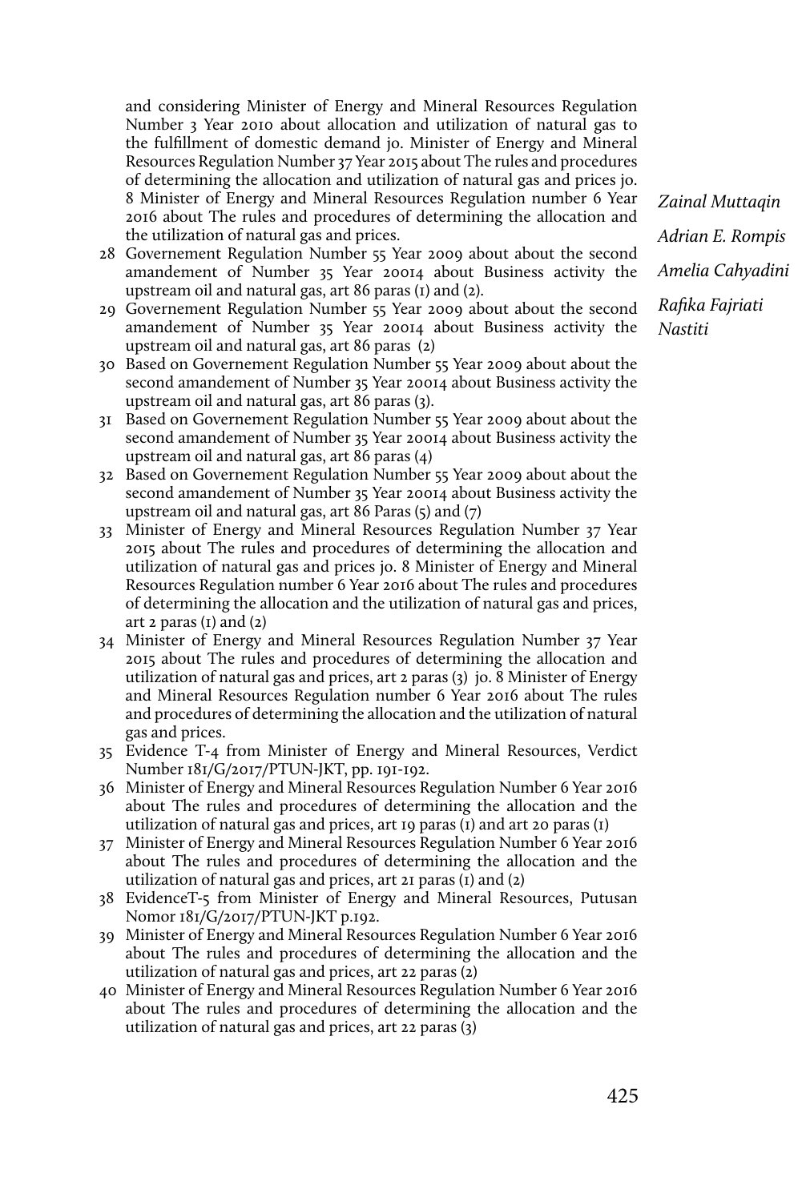and considering Minister of Energy and Mineral Resources Regulation Number 3 Year 2010 about allocation and utilization of natural gas to the fulfillment of domestic demand jo. Minister of Energy and Mineral Resources Regulation Number 37 Year 2015 about The rules and procedures of determining the allocation and utilization of natural gas and prices jo. 8 Minister of Energy and Mineral Resources Regulation number 6 Year 2016 about The rules and procedures of determining the allocation and the utilization of natural gas and prices.

28 Governement Regulation Number 55 Year 2009 about about the second amandement of Number 35 Year 20014 about Business activity the upstream oil and natural gas, art 86 paras (1) and (2).

29 Governement Regulation Number 55 Year 2009 about about the second amandement of Number 35 Year 20014 about Business activity the upstream oil and natural gas, art 86 paras (2)

30 Based on Governement Regulation Number 55 Year 2009 about about the second amandement of Number 35 Year 20014 about Business activity the upstream oil and natural gas, art 86 paras (3).

31 Based on Governement Regulation Number 55 Year 2009 about about the second amandement of Number 35 Year 20014 about Business activity the upstream oil and natural gas, art 86 paras (4)

32 Based on Governement Regulation Number 55 Year 2009 about about the second amandement of Number 35 Year 20014 about Business activity the upstream oil and natural gas, art 86 Paras (5) and (7)

33 Minister of Energy and Mineral Resources Regulation Number 37 Year 2015 about The rules and procedures of determining the allocation and utilization of natural gas and prices jo. 8 Minister of Energy and Mineral Resources Regulation number 6 Year 2016 about The rules and procedures of determining the allocation and the utilization of natural gas and prices, art 2 paras (1) and (2)

34 Minister of Energy and Mineral Resources Regulation Number 37 Year 2015 about The rules and procedures of determining the allocation and utilization of natural gas and prices, art 2 paras (3) jo. 8 Minister of Energy and Mineral Resources Regulation number 6 Year 2016 about The rules and procedures of determining the allocation and the utilization of natural gas and prices.

35 Evidence T-4 from Minister of Energy and Mineral Resources, Verdict Number 181/G/2017/PTUN-JKT, pp. 191-192.

36 Minister of Energy and Mineral Resources Regulation Number 6 Year 2016 about The rules and procedures of determining the allocation and the utilization of natural gas and prices, art 19 paras (1) and art 20 paras (1)

37 Minister of Energy and Mineral Resources Regulation Number 6 Year 2016 about The rules and procedures of determining the allocation and the utilization of natural gas and prices, art 21 paras (1) and (2)

38 EvidenceT-5 from Minister of Energy and Mineral Resources, Putusan Nomor 181/G/2017/PTUN-JKT p.192.

39 Minister of Energy and Mineral Resources Regulation Number 6 Year 2016 about The rules and procedures of determining the allocation and the utilization of natural gas and prices, art 22 paras (2)

40 Minister of Energy and Mineral Resources Regulation Number 6 Year 2016 about The rules and procedures of determining the allocation and the utilization of natural gas and prices, art 22 paras (3)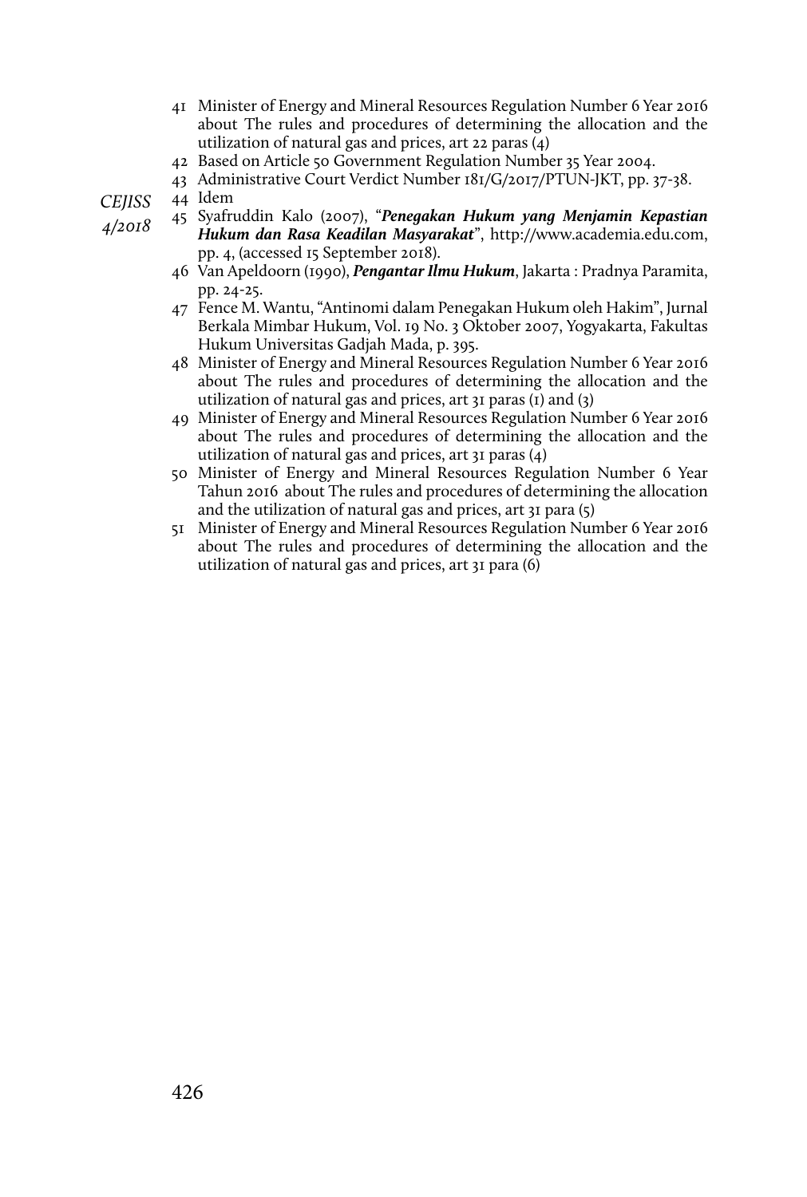41 Minister of Energy and Mineral Resources Regulation Number 6 Year 2016 about The rules and procedures of determining the allocation and the utilization of natural gas and prices, art 22 paras (4)

42 Based on Article 50 Government Regulation Number 35 Year 2004.

43 Administrative Court Verdict Number 181/G/2017/PTUN-JKT, pp. 37-38.

44 Idem

45 Syafruddin Kalo (2007), "***Penegakan Hukum yang Menjamin Kepastian Hukum dan Rasa Keadilan Masyarakat***", http://www.academia.edu.com, pp. 4, (accessed 15 September 2018).

46 Van Apeldoorn (1990), ***Pengantar Ilmu Hukum***, Jakarta : Pradnya Paramita, pp. 24-25.

47 Fence M. Wantu, "Antinomi dalam Penegakan Hukum oleh Hakim", Jurnal Berkala Mimbar Hukum, Vol. 19 No. 3 Oktober 2007, Yogyakarta, Fakultas Hukum Universitas Gadjah Mada, p. 395.

48 Minister of Energy and Mineral Resources Regulation Number 6 Year 2016 about The rules and procedures of determining the allocation and the utilization of natural gas and prices, art 31 paras (1) and (3)

49 Minister of Energy and Mineral Resources Regulation Number 6 Year 2016 about The rules and procedures of determining the allocation and the utilization of natural gas and prices, art 31 paras (4)

50 Minister of Energy and Mineral Resources Regulation Number 6 Year Tahun 2016 about The rules and procedures of determining the allocation and the utilization of natural gas and prices, art 31 para (5)

51 Minister of Energy and Mineral Resources Regulation Number 6 Year 2016 about The rules and procedures of determining the allocation and the utilization of natural gas and prices, art 31 para (6)